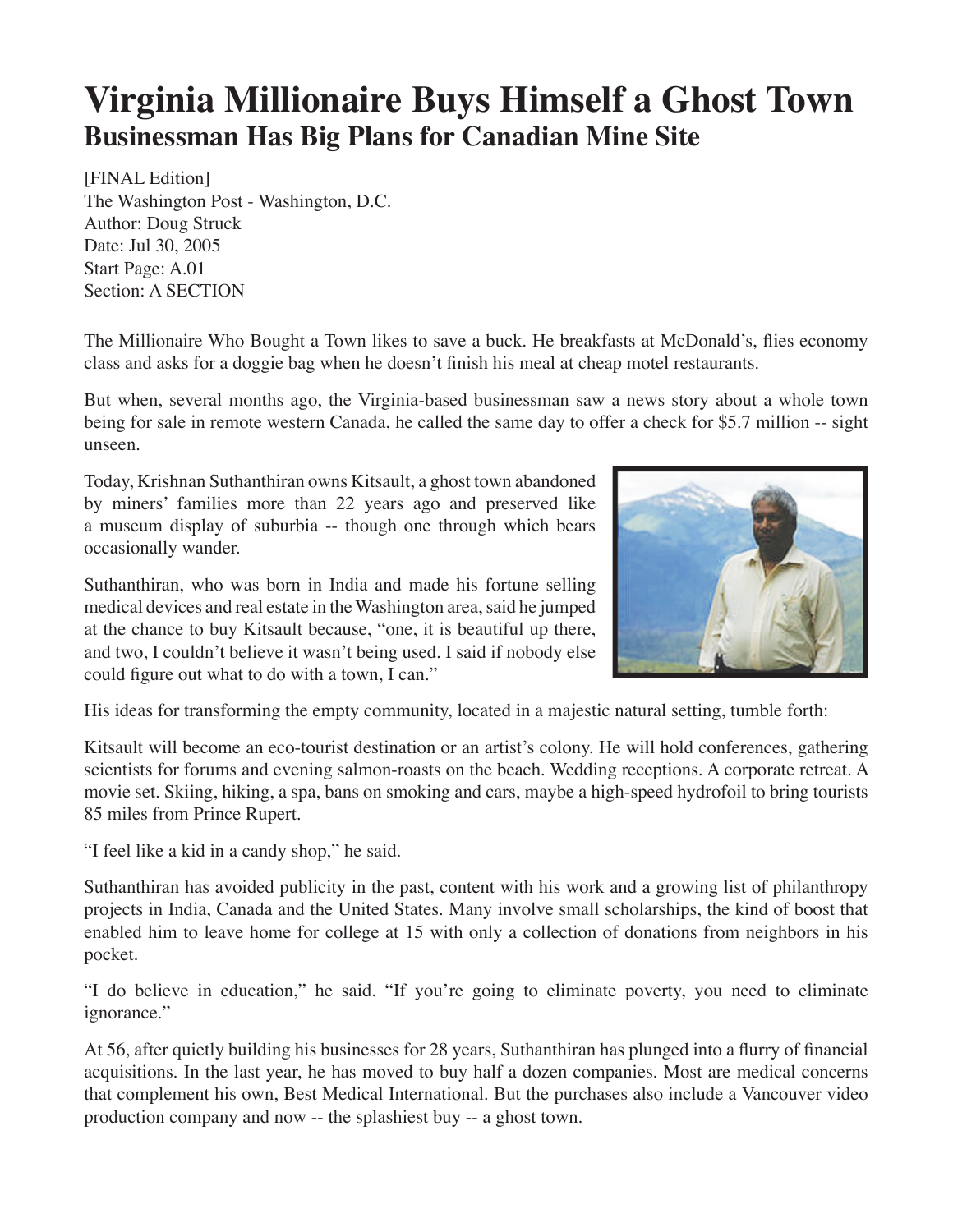# Virginia Millionaire Buys Himself a Ghost Town

## Businessman Has Big Plans for Canadian Mine Site

[FINAL Edition]
The Washington Post - Washington, D.C.
Author: Doug Struck
Date: Jul 30, 2005
Start Page: A.01
Section: A SECTION

The Millionaire Who Bought a Town likes to save a buck. He breakfasts at McDonald's, flies economy class and asks for a doggie bag when he doesn't finish his meal at cheap motel restaurants.

But when, several months ago, the Virginia-based businessman saw a news story about a whole town being for sale in remote western Canada, he called the same day to offer a check for $5.7 million -- sight unseen.

Today, Krishnan Suthanthiran owns Kitsault, a ghost town abandoned by miners' families more than 22 years ago and preserved like a museum display of suburbia -- though one through which bears occasionally wander.

Suthanthiran, who was born in India and made his fortune selling medical devices and real estate in the Washington area, said he jumped at the chance to buy Kitsault because, "one, it is beautiful up there, and two, I couldn't believe it wasn't being used. I said if nobody else could figure out what to do with a town, I can."

His ideas for transforming the empty community, located in a majestic natural setting, tumble forth:

Kitsault will become an eco-tourist destination or an artist's colony. He will hold conferences, gathering scientists for forums and evening salmon-roasts on the beach. Wedding receptions. A corporate retreat. A movie set. Skiing, hiking, a spa, bans on smoking and cars, maybe a high-speed hydrofoil to bring tourists 85 miles from Prince Rupert.

"I feel like a kid in a candy shop," he said.

Suthanthiran has avoided publicity in the past, content with his work and a growing list of philanthropy projects in India, Canada and the United States. Many involve small scholarships, the kind of boost that enabled him to leave home for college at 15 with only a collection of donations from neighbors in his pocket.

"I do believe in education," he said. "If you're going to eliminate poverty, you need to eliminate ignorance."

At 56, after quietly building his businesses for 28 years, Suthanthiran has plunged into a flurry of financial acquisitions. In the last year, he has moved to buy half a dozen companies. Most are medical concerns that complement his own, Best Medical International. But the purchases also include a Vancouver video production company and now -- the splashiest buy -- a ghost town.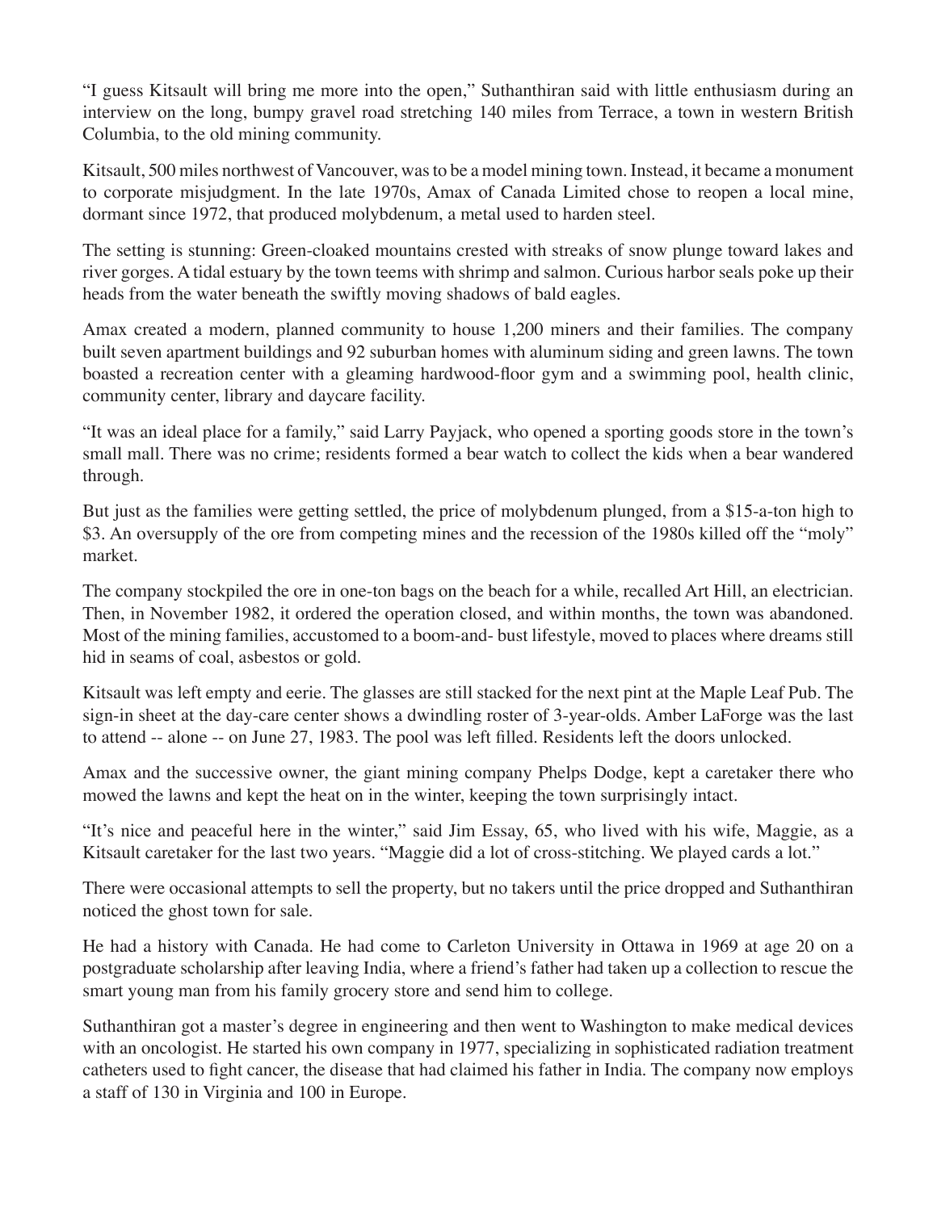"I guess Kitsault will bring me more into the open," Suthanthiran said with little enthusiasm during an interview on the long, bumpy gravel road stretching 140 miles from Terrace, a town in western British Columbia, to the old mining community.

Kitsault, 500 miles northwest of Vancouver, was to be a model mining town. Instead, it became a monument to corporate misjudgment. In the late 1970s, Amax of Canada Limited chose to reopen a local mine, dormant since 1972, that produced molybdenum, a metal used to harden steel.

The setting is stunning: Green-cloaked mountains crested with streaks of snow plunge toward lakes and river gorges. A tidal estuary by the town teems with shrimp and salmon. Curious harbor seals poke up their heads from the water beneath the swiftly moving shadows of bald eagles.

Amax created a modern, planned community to house 1,200 miners and their families. The company built seven apartment buildings and 92 suburban homes with aluminum siding and green lawns. The town boasted a recreation center with a gleaming hardwood-floor gym and a swimming pool, health clinic, community center, library and daycare facility.

"It was an ideal place for a family," said Larry Payjack, who opened a sporting goods store in the town's small mall. There was no crime; residents formed a bear watch to collect the kids when a bear wandered through.

But just as the families were getting settled, the price of molybdenum plunged, from a $15-a-ton high to $3. An oversupply of the ore from competing mines and the recession of the 1980s killed off the "moly" market.

The company stockpiled the ore in one-ton bags on the beach for a while, recalled Art Hill, an electrician. Then, in November 1982, it ordered the operation closed, and within months, the town was abandoned. Most of the mining families, accustomed to a boom-and- bust lifestyle, moved to places where dreams still hid in seams of coal, asbestos or gold.

Kitsault was left empty and eerie. The glasses are still stacked for the next pint at the Maple Leaf Pub. The sign-in sheet at the day-care center shows a dwindling roster of 3-year-olds. Amber LaForge was the last to attend -- alone -- on June 27, 1983. The pool was left filled. Residents left the doors unlocked.

Amax and the successive owner, the giant mining company Phelps Dodge, kept a caretaker there who mowed the lawns and kept the heat on in the winter, keeping the town surprisingly intact.

"It's nice and peaceful here in the winter," said Jim Essay, 65, who lived with his wife, Maggie, as a Kitsault caretaker for the last two years. "Maggie did a lot of cross-stitching. We played cards a lot."

There were occasional attempts to sell the property, but no takers until the price dropped and Suthanthiran noticed the ghost town for sale.

He had a history with Canada. He had come to Carleton University in Ottawa in 1969 at age 20 on a postgraduate scholarship after leaving India, where a friend's father had taken up a collection to rescue the smart young man from his family grocery store and send him to college.

Suthanthiran got a master's degree in engineering and then went to Washington to make medical devices with an oncologist. He started his own company in 1977, specializing in sophisticated radiation treatment catheters used to fight cancer, the disease that had claimed his father in India. The company now employs a staff of 130 in Virginia and 100 in Europe.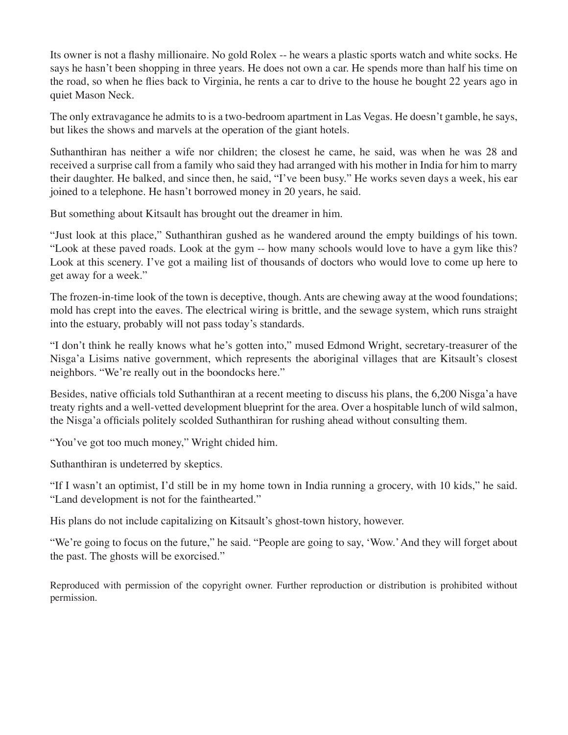Its owner is not a flashy millionaire. No gold Rolex -- he wears a plastic sports watch and white socks. He says he hasn't been shopping in three years. He does not own a car. He spends more than half his time on the road, so when he flies back to Virginia, he rents a car to drive to the house he bought 22 years ago in quiet Mason Neck.

The only extravagance he admits to is a two-bedroom apartment in Las Vegas. He doesn't gamble, he says, but likes the shows and marvels at the operation of the giant hotels.

Suthanthiran has neither a wife nor children; the closest he came, he said, was when he was 28 and received a surprise call from a family who said they had arranged with his mother in India for him to marry their daughter. He balked, and since then, he said, "I've been busy." He works seven days a week, his ear joined to a telephone. He hasn't borrowed money in 20 years, he said.

But something about Kitsault has brought out the dreamer in him.

"Just look at this place," Suthanthiran gushed as he wandered around the empty buildings of his town. "Look at these paved roads. Look at the gym -- how many schools would love to have a gym like this? Look at this scenery. I've got a mailing list of thousands of doctors who would love to come up here to get away for a week."

The frozen-in-time look of the town is deceptive, though. Ants are chewing away at the wood foundations; mold has crept into the eaves. The electrical wiring is brittle, and the sewage system, which runs straight into the estuary, probably will not pass today's standards.

"I don't think he really knows what he's gotten into," mused Edmond Wright, secretary-treasurer of the Nisga'a Lisims native government, which represents the aboriginal villages that are Kitsault's closest neighbors. "We're really out in the boondocks here."

Besides, native officials told Suthanthiran at a recent meeting to discuss his plans, the 6,200 Nisga'a have treaty rights and a well-vetted development blueprint for the area. Over a hospitable lunch of wild salmon, the Nisga'a officials politely scolded Suthanthiran for rushing ahead without consulting them.

"You've got too much money," Wright chided him.

Suthanthiran is undeterred by skeptics.

"If I wasn't an optimist, I'd still be in my home town in India running a grocery, with 10 kids," he said. "Land development is not for the fainthearted."

His plans do not include capitalizing on Kitsault's ghost-town history, however.

"We're going to focus on the future," he said. "People are going to say, 'Wow.' And they will forget about the past. The ghosts will be exorcised."

Reproduced with permission of the copyright owner. Further reproduction or distribution is prohibited without permission.